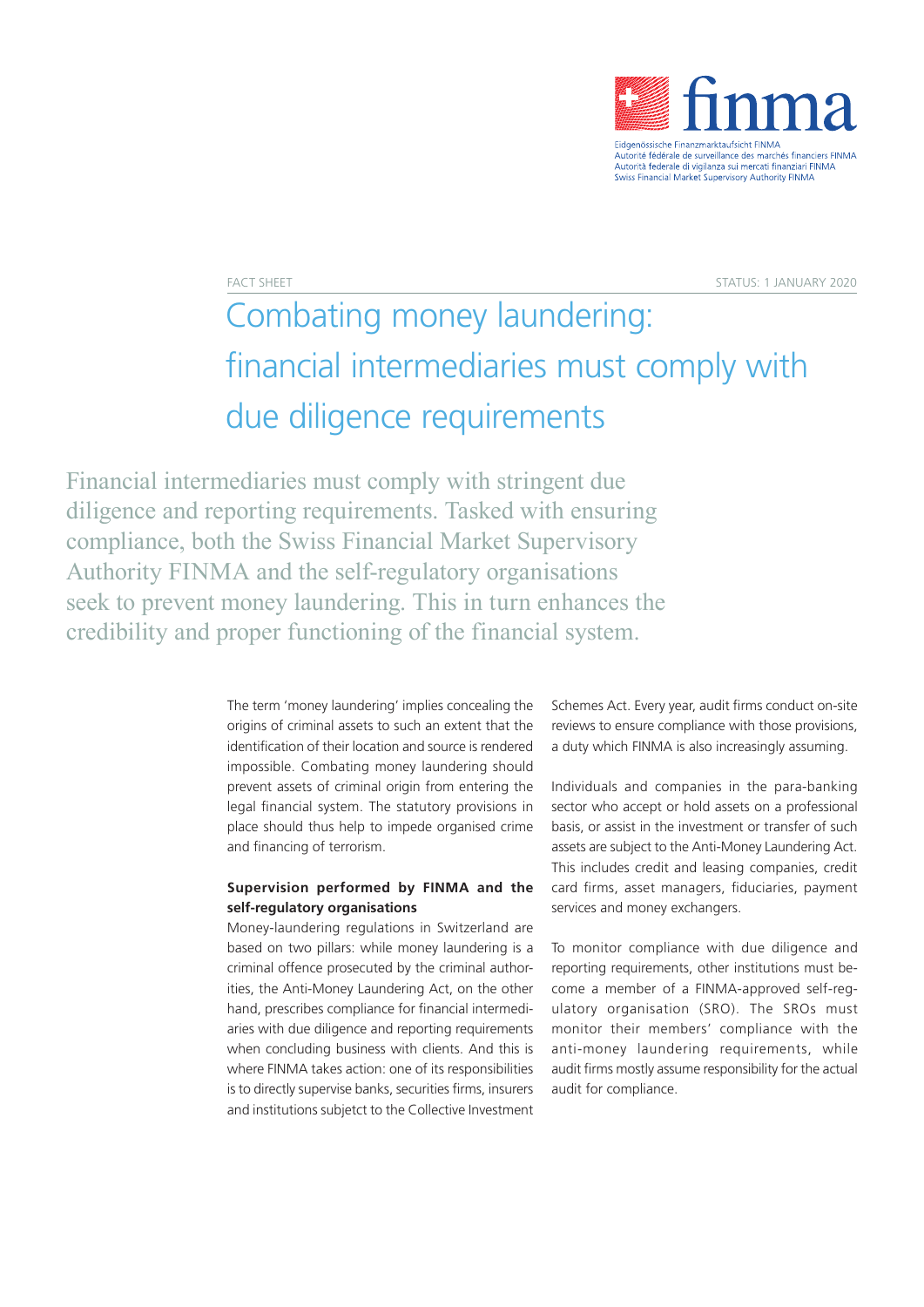FACT SHEET

STATUS: 1 JANUARY 2020

# Combating money laundering: financial intermediaries must comply with due diligence requirements

Financial intermediaries must comply with stringent due diligence and reporting requirements. Tasked with ensuring compliance, both the Swiss Financial Market Supervisory Authority FINMA and the self-regulatory organisations seek to prevent money laundering. This in turn enhances the credibility and proper functioning of the financial system.

The term 'money laundering' implies concealing the origins of criminal assets to such an extent that the identification of their location and source is rendered impossible. Combating money laundering should prevent assets of criminal origin from entering the legal financial system. The statutory provisions in place should thus help to impede organised crime and financing of terrorism.

**Supervision performed by FINMA and the self-regulatory organisations**

Money-laundering regulations in Switzerland are based on two pillars: while money laundering is a criminal offence prosecuted by the criminal authorities, the Anti-Money Laundering Act, on the other hand, prescribes compliance for financial intermediaries with due diligence and reporting requirements when concluding business with clients. And this is where FINMA takes action: one of its responsibilities is to directly supervise banks, securities firms, insurers and institutions subjetct to the Collective Investment Schemes Act. Every year, audit firms conduct on-site reviews to ensure compliance with those provisions, a duty which FINMA is also increasingly assuming.

Individuals and companies in the para-banking sector who accept or hold assets on a professional basis, or assist in the investment or transfer of such assets are subject to the Anti-Money Laundering Act. This includes credit and leasing companies, credit card firms, asset managers, fiduciaries, payment services and money exchangers.

To monitor compliance with due diligence and reporting requirements, other institutions must become a member of a FINMA-approved self-regulatory organisation (SRO). The SROs must monitor their members' compliance with the anti-money laundering requirements, while audit firms mostly assume responsibility for the actual audit for compliance.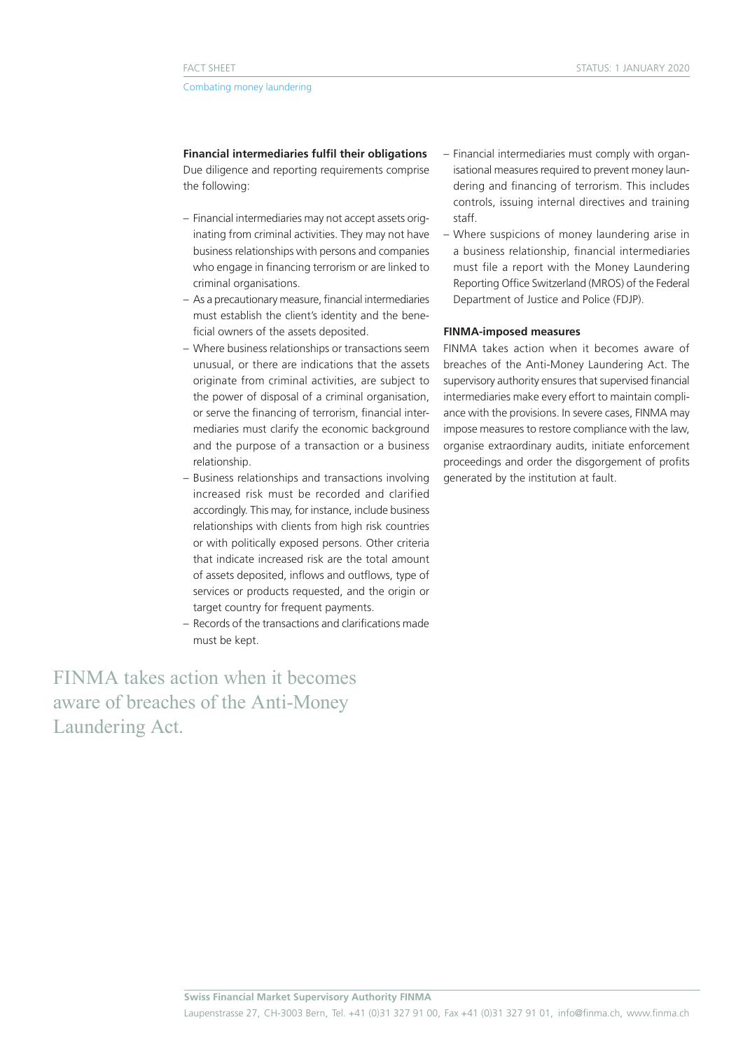**Financial intermediaries fulfil their obligations**

Due diligence and reporting requirements comprise the following:

- Financial intermediaries may not accept assets originating from criminal activities. They may not have business relationships with persons and companies who engage in financing terrorism or are linked to criminal organisations.
- As a precautionary measure, financial intermediaries must establish the client's identity and the beneficial owners of the assets deposited.
- Where business relationships or transactions seem unusual, or there are indications that the assets originate from criminal activities, are subject to the power of disposal of a criminal organisation, or serve the financing of terrorism, financial intermediaries must clarify the economic background and the purpose of a transaction or a business relationship.
- Business relationships and transactions involving increased risk must be recorded and clarified accordingly. This may, for instance, include business relationships with clients from high risk countries or with politically exposed persons. Other criteria that indicate increased risk are the total amount of assets deposited, inflows and outflows, type of services or products requested, and the origin or target country for frequent payments.
- Records of the transactions and clarifications made must be kept.
- Financial intermediaries must comply with organisational measures required to prevent money laundering and financing of terrorism. This includes controls, issuing internal directives and training staff.
- Where suspicions of money laundering arise in a business relationship, financial intermediaries must file a report with the Money Laundering Reporting Office Switzerland (MROS) of the Federal Department of Justice and Police (FDJP).

**FINMA-imposed measures**

FINMA takes action when it becomes aware of breaches of the Anti-Money Laundering Act. The supervisory authority ensures that supervised financial intermediaries make every effort to maintain compliance with the provisions. In severe cases, FINMA may impose measures to restore compliance with the law, organise extraordinary audits, initiate enforcement proceedings and order the disgorgement of profits generated by the institution at fault.

FINMA takes action when it becomes aware of breaches of the Anti-Money Laundering Act.